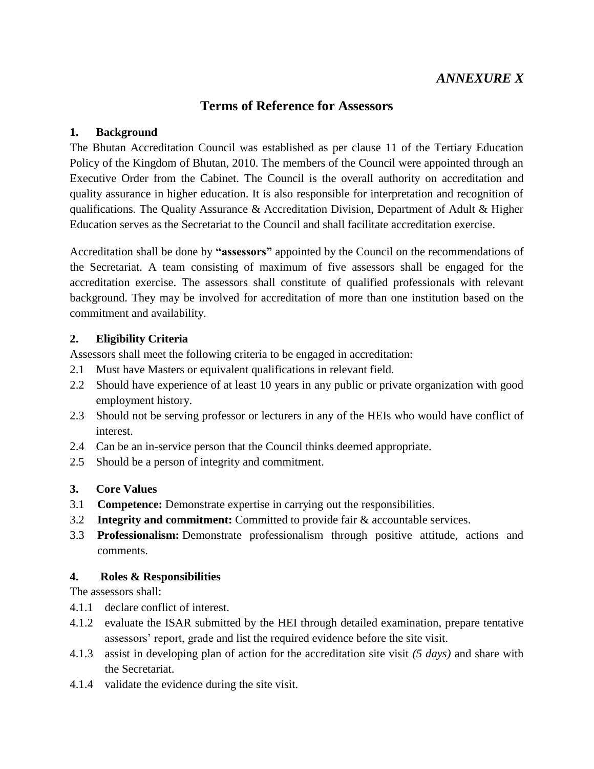*ANNEXURE X*

# Terms of Reference for Assessors

## 1. Background

The Bhutan Accreditation Council was established as per clause 11 of the Tertiary Education Policy of the Kingdom of Bhutan, 2010. The members of the Council were appointed through an Executive Order from the Cabinet. The Council is the overall authority on accreditation and quality assurance in higher education. It is also responsible for interpretation and recognition of qualifications. The Quality Assurance & Accreditation Division, Department of Adult & Higher Education serves as the Secretariat to the Council and shall facilitate accreditation exercise.

Accreditation shall be done by **"assessors"** appointed by the Council on the recommendations of the Secretariat. A team consisting of maximum of five assessors shall be engaged for the accreditation exercise. The assessors shall constitute of qualified professionals with relevant background. They may be involved for accreditation of more than one institution based on the commitment and availability.

## 2. Eligibility Criteria

Assessors shall meet the following criteria to be engaged in accreditation:

2.1 Must have Masters or equivalent qualifications in relevant field.

2.2 Should have experience of at least 10 years in any public or private organization with good employment history.

2.3 Should not be serving professor or lecturers in any of the HEIs who would have conflict of interest.

2.4 Can be an in-service person that the Council thinks deemed appropriate.

2.5 Should be a person of integrity and commitment.

## 3. Core Values

3.1 **Competence:** Demonstrate expertise in carrying out the responsibilities.

3.2 **Integrity and commitment:** Committed to provide fair & accountable services.

3.3 **Professionalism:** Demonstrate professionalism through positive attitude, actions and comments.

## 4. Roles & Responsibilities

The assessors shall:

4.1.1 declare conflict of interest.

4.1.2 evaluate the ISAR submitted by the HEI through detailed examination, prepare tentative assessors' report, grade and list the required evidence before the site visit.

4.1.3 assist in developing plan of action for the accreditation site visit *(5 days)* and share with the Secretariat.

4.1.4 validate the evidence during the site visit.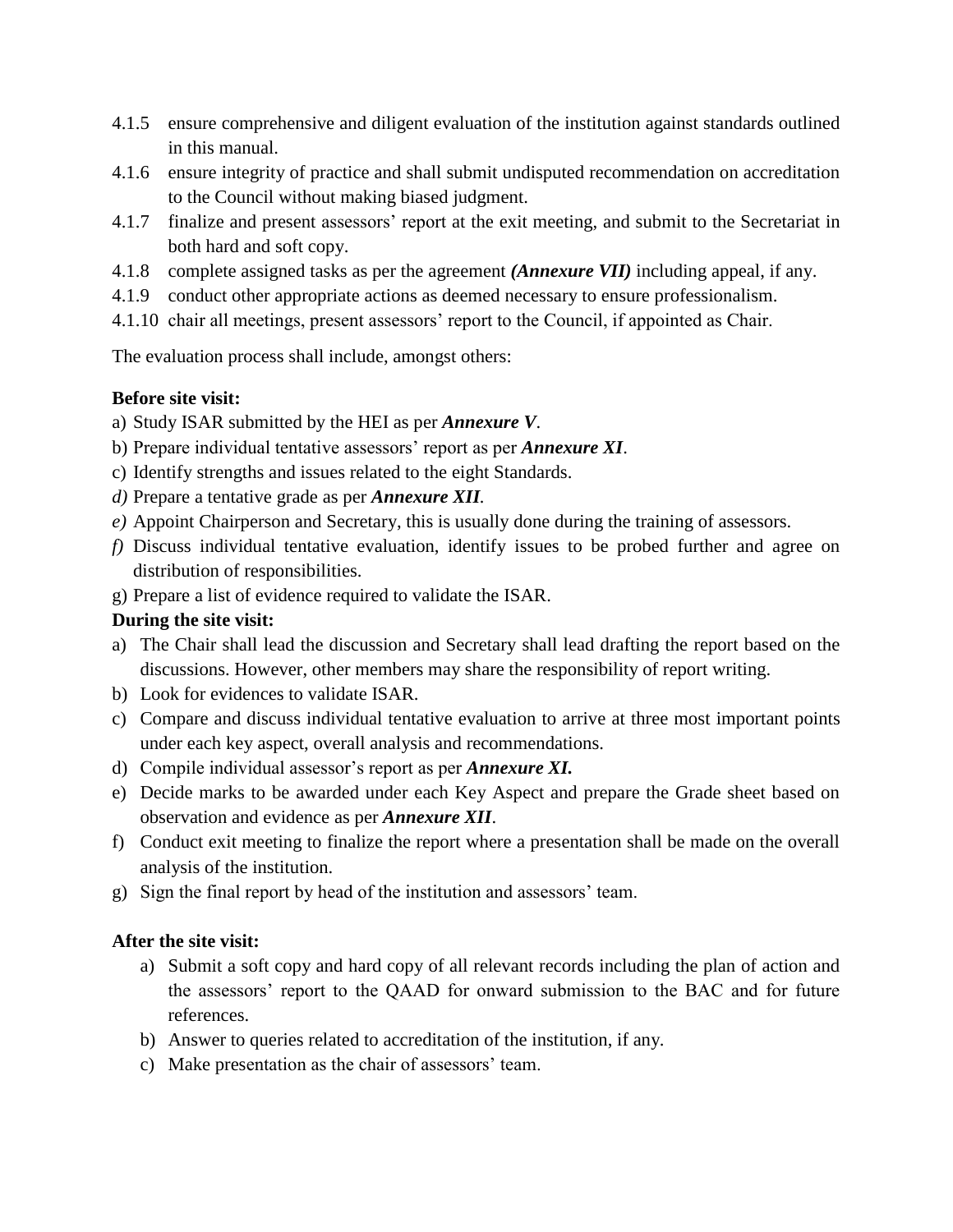4.1.5 ensure comprehensive and diligent evaluation of the institution against standards outlined in this manual.

4.1.6 ensure integrity of practice and shall submit undisputed recommendation on accreditation to the Council without making biased judgment.

4.1.7 finalize and present assessors' report at the exit meeting, and submit to the Secretariat in both hard and soft copy.

4.1.8 complete assigned tasks as per the agreement ***(Annexure VII)*** including appeal, if any.

4.1.9 conduct other appropriate actions as deemed necessary to ensure professionalism.

4.1.10 chair all meetings, present assessors' report to the Council, if appointed as Chair.

The evaluation process shall include, amongst others:

**Before site visit:**

a) Study ISAR submitted by the HEI as per ***Annexure V***.
b) Prepare individual tentative assessors' report as per ***Annexure XI***.
c) Identify strengths and issues related to the eight Standards.
*d)* Prepare a tentative grade as per ***Annexure XII***.
*e)* Appoint Chairperson and Secretary, this is usually done during the training of assessors.
*f)* Discuss individual tentative evaluation, identify issues to be probed further and agree on distribution of responsibilities.
g) Prepare a list of evidence required to validate the ISAR.

**During the site visit:**

a) The Chair shall lead the discussion and Secretary shall lead drafting the report based on the discussions. However, other members may share the responsibility of report writing.
b) Look for evidences to validate ISAR.
c) Compare and discuss individual tentative evaluation to arrive at three most important points under each key aspect, overall analysis and recommendations.
d) Compile individual assessor's report as per ***Annexure XI.***
e) Decide marks to be awarded under each Key Aspect and prepare the Grade sheet based on observation and evidence as per ***Annexure XII***.
f) Conduct exit meeting to finalize the report where a presentation shall be made on the overall analysis of the institution.
g) Sign the final report by head of the institution and assessors' team.

**After the site visit:**

a) Submit a soft copy and hard copy of all relevant records including the plan of action and the assessors' report to the QAAD for onward submission to the BAC and for future references.
b) Answer to queries related to accreditation of the institution, if any.
c) Make presentation as the chair of assessors' team.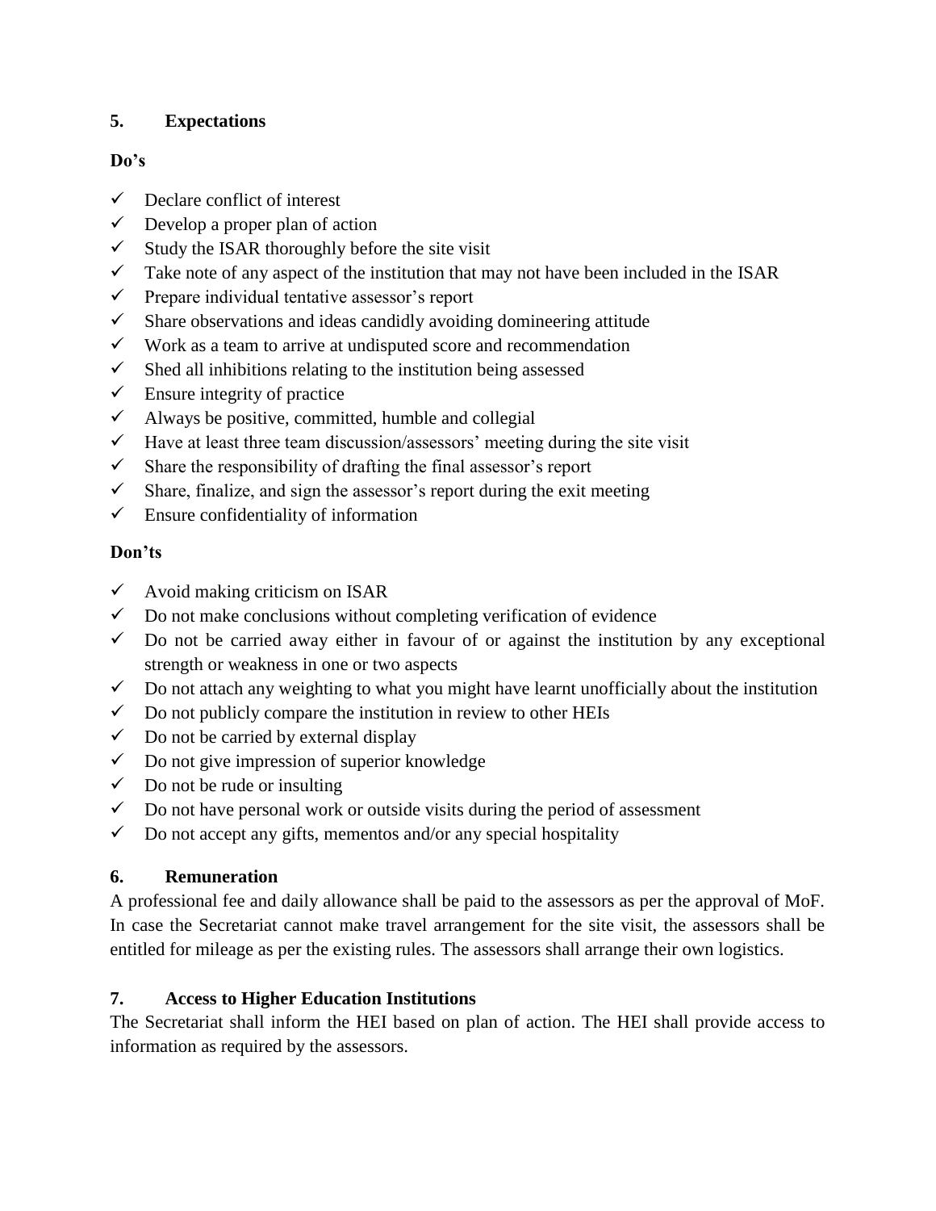## 5. Expectations

**Do's**

- ✓ Declare conflict of interest
- ✓ Develop a proper plan of action
- ✓ Study the ISAR thoroughly before the site visit
- ✓ Take note of any aspect of the institution that may not have been included in the ISAR
- ✓ Prepare individual tentative assessor's report
- ✓ Share observations and ideas candidly avoiding domineering attitude
- ✓ Work as a team to arrive at undisputed score and recommendation
- ✓ Shed all inhibitions relating to the institution being assessed
- ✓ Ensure integrity of practice
- ✓ Always be positive, committed, humble and collegial
- ✓ Have at least three team discussion/assessors' meeting during the site visit
- ✓ Share the responsibility of drafting the final assessor's report
- ✓ Share, finalize, and sign the assessor's report during the exit meeting
- ✓ Ensure confidentiality of information

**Don'ts**

- ✓ Avoid making criticism on ISAR
- ✓ Do not make conclusions without completing verification of evidence
- ✓ Do not be carried away either in favour of or against the institution by any exceptional strength or weakness in one or two aspects
- ✓ Do not attach any weighting to what you might have learnt unofficially about the institution
- ✓ Do not publicly compare the institution in review to other HEIs
- ✓ Do not be carried by external display
- ✓ Do not give impression of superior knowledge
- ✓ Do not be rude or insulting
- ✓ Do not have personal work or outside visits during the period of assessment
- ✓ Do not accept any gifts, mementos and/or any special hospitality

## 6. Remuneration

A professional fee and daily allowance shall be paid to the assessors as per the approval of MoF. In case the Secretariat cannot make travel arrangement for the site visit, the assessors shall be entitled for mileage as per the existing rules. The assessors shall arrange their own logistics.

## 7. Access to Higher Education Institutions

The Secretariat shall inform the HEI based on plan of action. The HEI shall provide access to information as required by the assessors.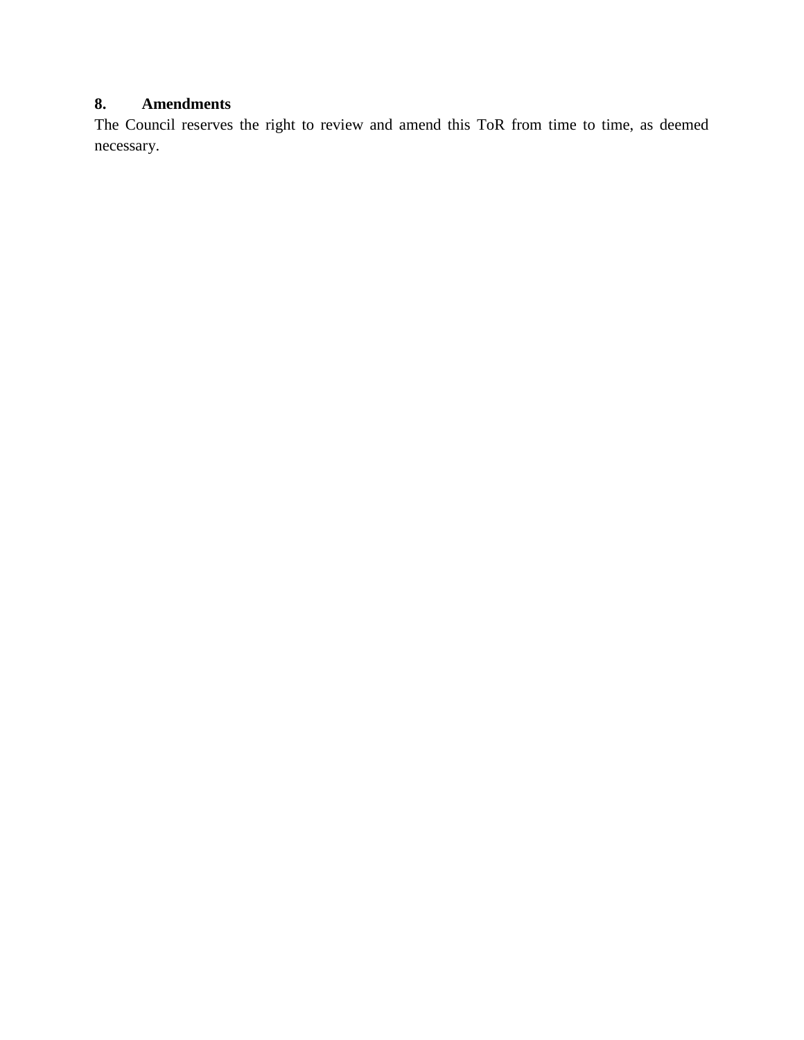## 8. Amendments

The Council reserves the right to review and amend this ToR from time to time, as deemed necessary.